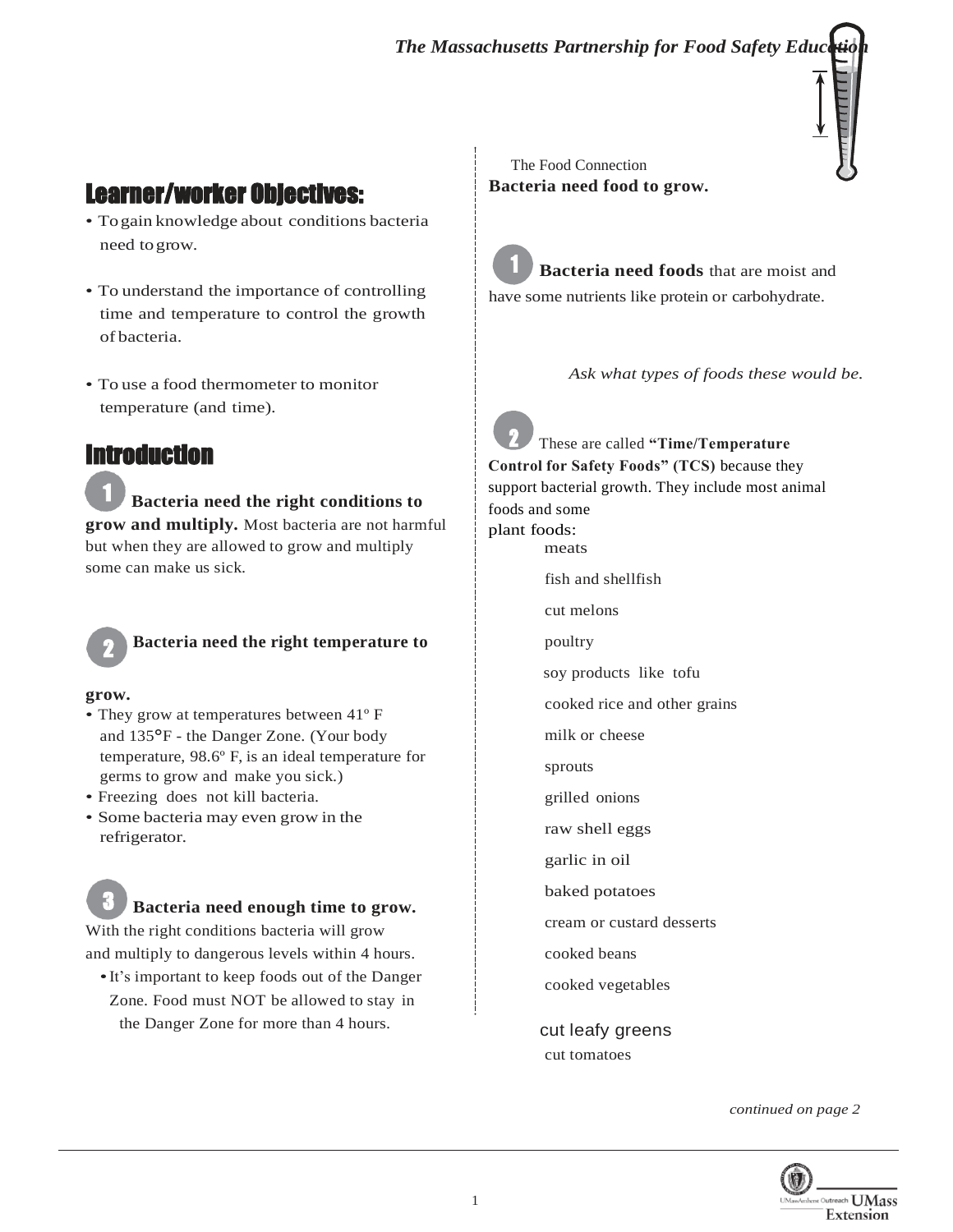*The Massachusetts Partnership for Food Safety Education*

## Learner/worker Objectives:

- To gain knowledge about conditions bacteria need to grow.
- To understand the importance of controlling time and temperature to control the growth of bacteria.
- To use a food thermometer to monitor temperature (and time).

## Introduction

**1 Bacteria need the right conditions to grow and multiply.** Most bacteria are not harmful but when they are allowed to grow and multiply some can make us sick.

**2 Bacteria need the right temperature to grow.**

- They grow at temperatures between 41º F and 135°F - the Danger Zone. (Your body temperature, 98.6º F, is an ideal temperature for germs to grow and make you sick.)
- Freezing does not kill bacteria.
- Some bacteria may even grow in the refrigerator.

**3 Bacteria need enough time to grow.** With the right conditions bacteria will grow and multiply to dangerous levels within 4 hours.

- It's important to keep foods out of the Danger Zone. Food must NOT be allowed to stay in the Danger Zone for more than 4 hours.

The Food Connection

**Bacteria need food to grow.**

**1 Bacteria need foods** that are moist and have some nutrients like protein or carbohydrate.

*Ask what types of foods these would be.*

**2** These are called **"Time/Temperature Control for Safety Foods" (TCS)** because they support bacterial growth. They include most animal foods and some plant foods:

- meats
- fish and shellfish
- cut melons
- poultry
- soy products like tofu
- cooked rice and other grains
- milk or cheese
- sprouts
- grilled onions
- raw shell eggs
- garlic in oil
- baked potatoes
- cream or custard desserts
- cooked beans
- cooked vegetables
- cut leafy greens
- cut tomatoes

*continued on page 2*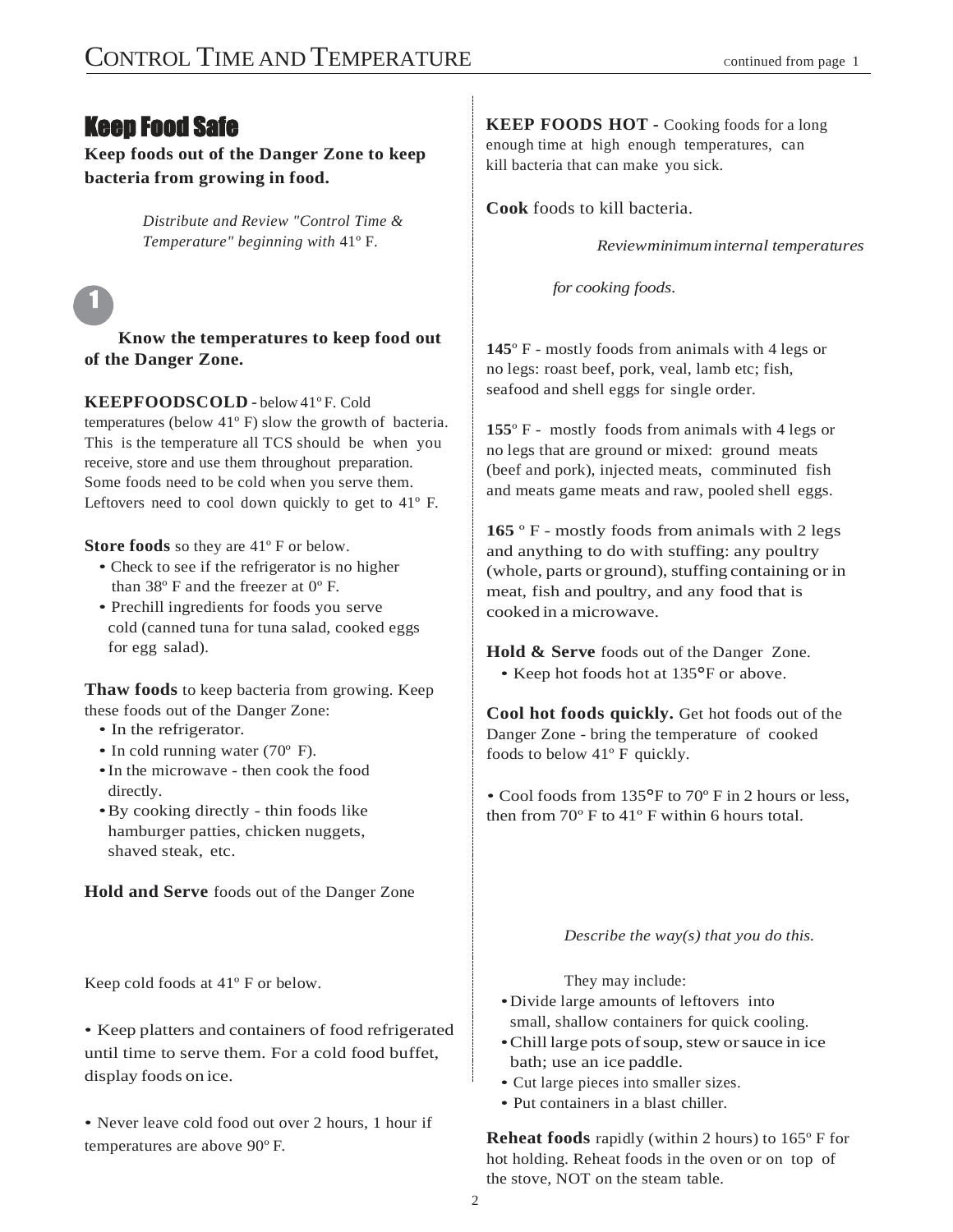# Control Time and Temperature

continued from page 1

## Keep Food Safe

**Keep foods out of the Danger Zone to keep bacteria from growing in food.**

*Distribute and Review "Control Time & Temperature" beginning with* 41º F.

1

**Know the temperatures to keep food out of the Danger Zone.**

**KEEPFOODSCOLD** - below 41º F. Cold temperatures (below 41º F) slow the growth of bacteria. This is the temperature all TCS should be when you receive, store and use them throughout preparation. Some foods need to be cold when you serve them. Leftovers need to cool down quickly to get to 41º F.

**Store foods** so they are 41º F or below.

- Check to see if the refrigerator is no higher than 38º F and the freezer at 0º F.
- Prechill ingredients for foods you serve cold (canned tuna for tuna salad, cooked eggs for egg salad).

**Thaw foods** to keep bacteria from growing. Keep these foods out of the Danger Zone:

- In the refrigerator.
- In cold running water (70º F).
- In the microwave - then cook the food directly.
- By cooking directly - thin foods like hamburger patties, chicken nuggets, shaved steak, etc.

**Hold and Serve** foods out of the Danger Zone

Keep cold foods at 41º F or below.

- Keep platters and containers of food refrigerated until time to serve them. For a cold food buffet, display foods on ice.

- Never leave cold food out over 2 hours, 1 hour if temperatures are above 90º F.

**KEEP FOODS HOT** - Cooking foods for a long enough time at high enough temperatures, can kill bacteria that can make you sick.

**Cook** foods to kill bacteria.

*Review minimum internal temperatures for cooking foods.*

**145**º F - mostly foods from animals with 4 legs or no legs: roast beef, pork, veal, lamb etc; fish, seafood and shell eggs for single order.

**155**º F - mostly foods from animals with 4 legs or no legs that are ground or mixed: ground meats (beef and pork), injected meats, comminuted fish and meats game meats and raw, pooled shell eggs.

**165** º F - mostly foods from animals with 2 legs and anything to do with stuffing: any poultry (whole, parts or ground), stuffing containing or in meat, fish and poultry, and any food that is cooked in a microwave.

**Hold & Serve** foods out of the Danger Zone.

- Keep hot foods hot at 135°F or above.

**Cool hot foods quickly.** Get hot foods out of the Danger Zone - bring the temperature of cooked foods to below 41º F quickly.

- Cool foods from 135°F to 70º F in 2 hours or less, then from 70º F to 41º F within 6 hours total.

*Describe the way(s) that you do this.*

They may include:

- Divide large amounts of leftovers into small, shallow containers for quick cooling.
- Chill large pots of soup, stew or sauce in ice bath; use an ice paddle.
- Cut large pieces into smaller sizes.
- Put containers in a blast chiller.

**Reheat foods** rapidly (within 2 hours) to 165º F for hot holding. Reheat foods in the oven or on top of the stove, NOT on the steam table.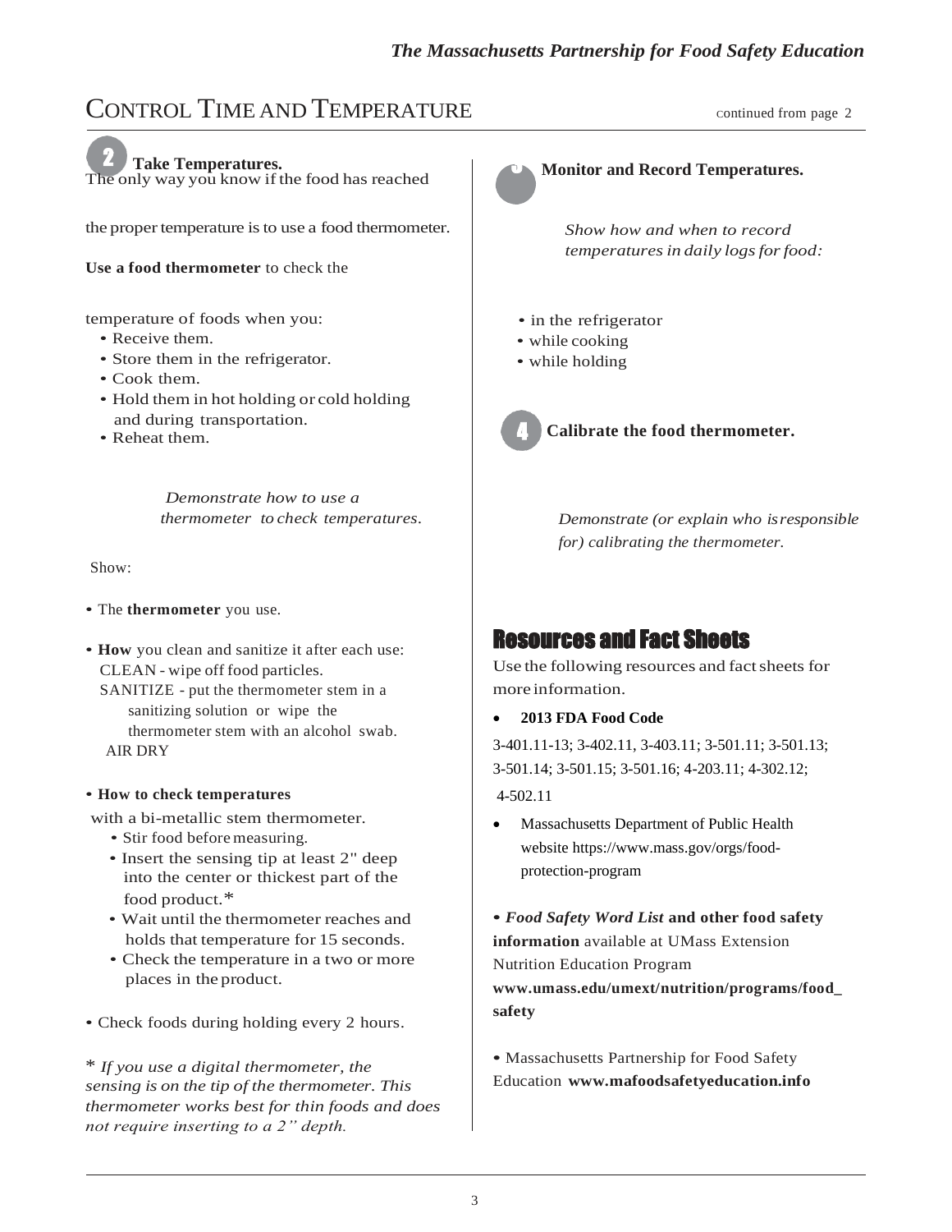# Control Time and Temperature

continued from page 2

## 2 Take Temperatures.

The only way you know if the food has reached the proper temperature is to use a food thermometer.

**Use a food thermometer** to check the temperature of foods when you:

- Receive them.
- Store them in the refrigerator.
- Cook them.
- Hold them in hot holding or cold holding and during transportation.
- Reheat them.

*Demonstrate how to use a thermometer to check temperatures.*

Show:

- The **thermometer** you use.
- **How** you clean and sanitize it after each use:
  CLEAN - wipe off food particles.
  SANITIZE - put the thermometer stem in a sanitizing solution or wipe the thermometer stem with an alcohol swab.
  AIR DRY
- **How to check temperatures** with a bi-metallic stem thermometer.
  - Stir food before measuring.
  - Insert the sensing tip at least 2" deep into the center or thickest part of the food product.*
  - Wait until the thermometer reaches and holds that temperature for 15 seconds.
  - Check the temperature in a two or more places in the product.
- Check foods during holding every 2 hours.

* *If you use a digital thermometer, the sensing is on the tip of the thermometer. This thermometer works best for thin foods and does not require inserting to a 2" depth.*

## 3 Monitor and Record Temperatures.

*Show how and when to record temperatures in daily logs for food:*

- in the refrigerator
- while cooking
- while holding

## 4 Calibrate the food thermometer.

*Demonstrate (or explain who is responsible for) calibrating the thermometer.*

## Resources and Fact Sheets

Use the following resources and fact sheets for more information.

- **2013 FDA Food Code**

3-401.11-13; 3-402.11, 3-403.11; 3-501.11; 3-501.13; 3-501.14; 3-501.15; 3-501.16; 4-203.11; 4-302.12; 4-502.11

- Massachusetts Department of Public Health website https://www.mass.gov/orgs/food-protection-program

- ***Food Safety Word List*** **and other food safety information** available at UMass Extension Nutrition Education Program **www.umass.edu/umext/nutrition/programs/food_safety**

- Massachusetts Partnership for Food Safety Education **www.mafoodsafetyeducation.info**